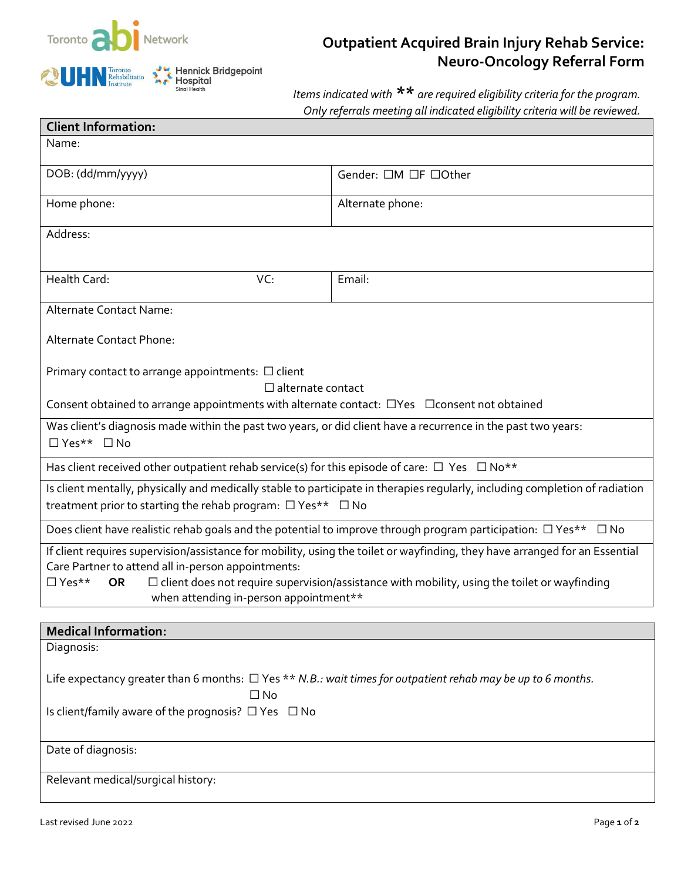Toronto abi Network

UHN Toronto Rehabilitation Institute | Hennick Bridgepoint Hospital Sinai Health

# Outpatient Acquired Brain Injury Rehab Service: Neuro-Oncology Referral Form

*Items indicated with ** are required eligibility criteria for the program. Only referrals meeting all indicated eligibility criteria will be reviewed.*

## Client Information:

| | |
|---|---|
| Name: | |
| DOB: (dd/mm/yyyy) | Gender: ☐M ☐F ☐Other |
| Home phone: | Alternate phone: |
| Address: | |
| Health Card: VC: | Email: |

Alternate Contact Name:

Alternate Contact Phone:

Primary contact to arrange appointments: ☐ client
☐ alternate contact

Consent obtained to arrange appointments with alternate contact: ☐Yes ☐consent not obtained

Was client's diagnosis made within the past two years, or did client have a recurrence in the past two years:
☐ Yes** ☐ No

Has client received other outpatient rehab service(s) for this episode of care: ☐ Yes ☐ No**

Is client mentally, physically and medically stable to participate in therapies regularly, including completion of radiation treatment prior to starting the rehab program: ☐ Yes** ☐ No

Does client have realistic rehab goals and the potential to improve through program participation: ☐ Yes** ☐ No

If client requires supervision/assistance for mobility, using the toilet or wayfinding, they have arranged for an Essential Care Partner to attend all in-person appointments:
☐ Yes** **OR** ☐ client does not require supervision/assistance with mobility, using the toilet or wayfinding when attending in-person appointment**

## Medical Information:

Diagnosis:

Life expectancy greater than 6 months: ☐ Yes ** *N.B.: wait times for outpatient rehab may be up to 6 months.*
☐ No

Is client/family aware of the prognosis? ☐ Yes ☐ No

Date of diagnosis:

Relevant medical/surgical history:

Last revised June 2022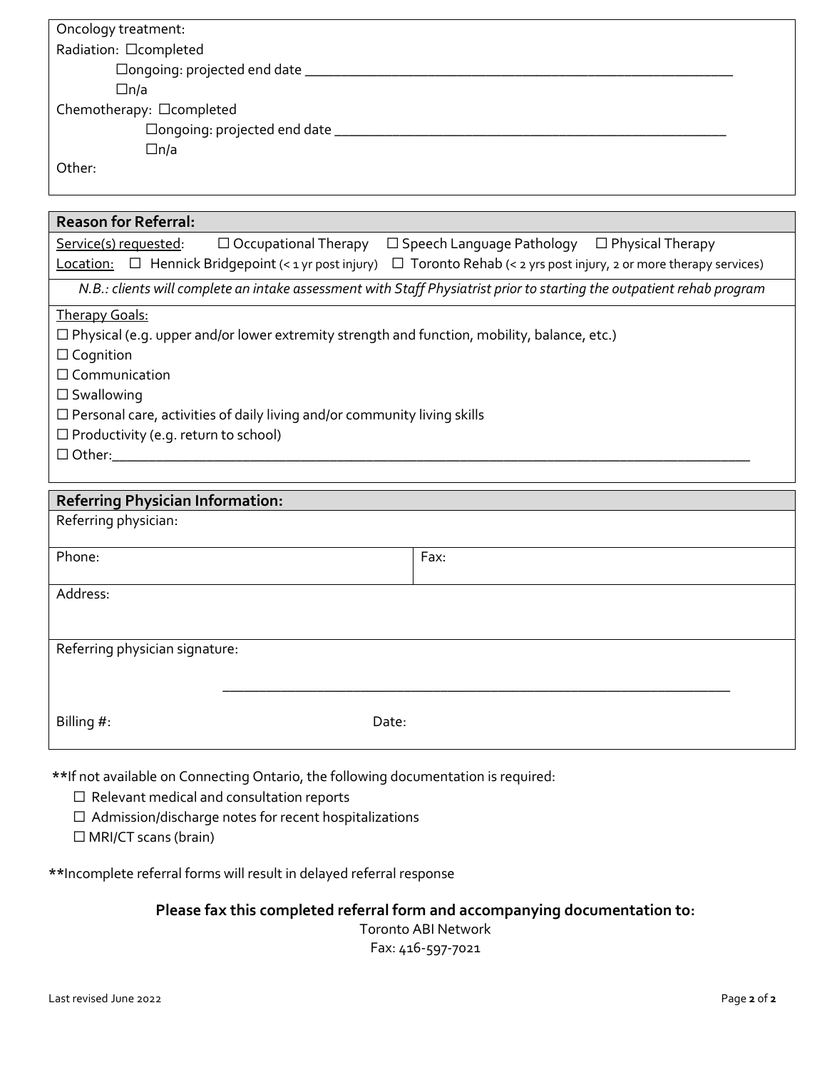Oncology treatment:

Radiation: ☐completed

☐ongoing: projected end date ____________________________________________________________

☐n/a

Chemotherapy: ☐completed

☐ongoing: projected end date ________________________________________________________

☐n/a

Other:

## Reason for Referral:

Service(s) requested: ☐ Occupational Therapy ☐ Speech Language Pathology ☐ Physical Therapy

Location: ☐ Hennick Bridgepoint (< 1 yr post injury) ☐ Toronto Rehab (< 2 yrs post injury, 2 or more therapy services)

*N.B.: clients will complete an intake assessment with Staff Physiatrist prior to starting the outpatient rehab program*

Therapy Goals:

☐ Physical (e.g. upper and/or lower extremity strength and function, mobility, balance, etc.)

☐ Cognition

☐ Communication

☐ Swallowing

☐ Personal care, activities of daily living and/or community living skills

☐ Productivity (e.g. return to school)

☐ Other:_____________________________________________________________________________________

## Referring Physician Information:

Referring physician:

| | |
|---|---|
| Phone: | Fax: |

Address:

Referring physician signature:

______________________________________________________________________

Billing #: Date:

**If not available on Connecting Ontario, the following documentation is required:

☐ Relevant medical and consultation reports

☐ Admission/discharge notes for recent hospitalizations

☐ MRI/CT scans (brain)

**Incomplete referral forms will result in delayed referral response

**Please fax this completed referral form and accompanying documentation to:**

Toronto ABI Network

Fax: 416-597-7021

Last revised June 2022